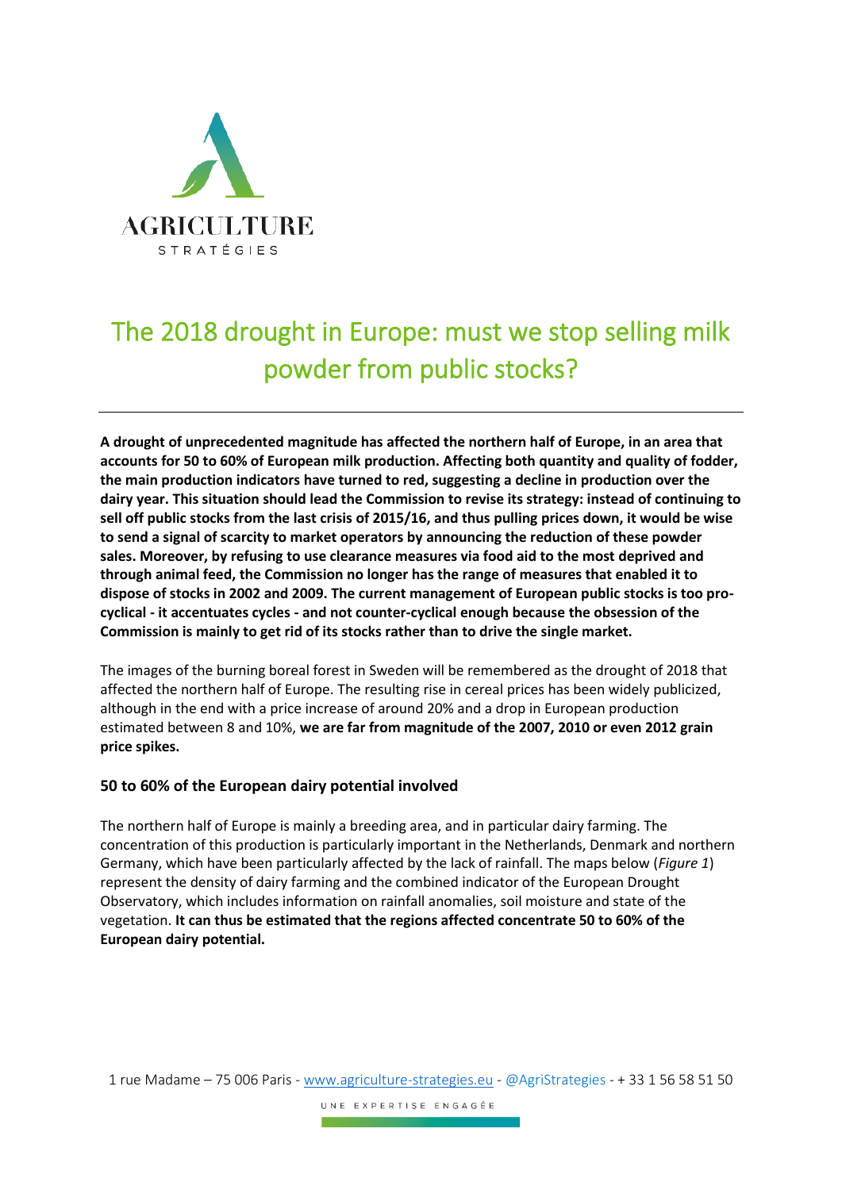# The 2018 drought in Europe: must we stop selling milk powder from public stocks?

**A drought of unprecedented magnitude has affected the northern half of Europe, in an area that accounts for 50 to 60% of European milk production. Affecting both quantity and quality of fodder, the main production indicators have turned to red, suggesting a decline in production over the dairy year. This situation should lead the Commission to revise its strategy: instead of continuing to sell off public stocks from the last crisis of 2015/16, and thus pulling prices down, it would be wise to send a signal of scarcity to market operators by announcing the reduction of these powder sales. Moreover, by refusing to use clearance measures via food aid to the most deprived and through animal feed, the Commission no longer has the range of measures that enabled it to dispose of stocks in 2002 and 2009. The current management of European public stocks is too pro-cyclical - it accentuates cycles - and not counter-cyclical enough because the obsession of the Commission is mainly to get rid of its stocks rather than to drive the single market.**

The images of the burning boreal forest in Sweden will be remembered as the drought of 2018 that affected the northern half of Europe. The resulting rise in cereal prices has been widely publicized, although in the end with a price increase of around 20% and a drop in European production estimated between 8 and 10%, **we are far from magnitude of the 2007, 2010 or even 2012 grain price spikes.**

## 50 to 60% of the European dairy potential involved

The northern half of Europe is mainly a breeding area, and in particular dairy farming. The concentration of this production is particularly important in the Netherlands, Denmark and northern Germany, which have been particularly affected by the lack of rainfall. The maps below (*Figure 1*) represent the density of dairy farming and the combined indicator of the European Drought Observatory, which includes information on rainfall anomalies, soil moisture and state of the vegetation. **It can thus be estimated that the regions affected concentrate 50 to 60% of the European dairy potential.**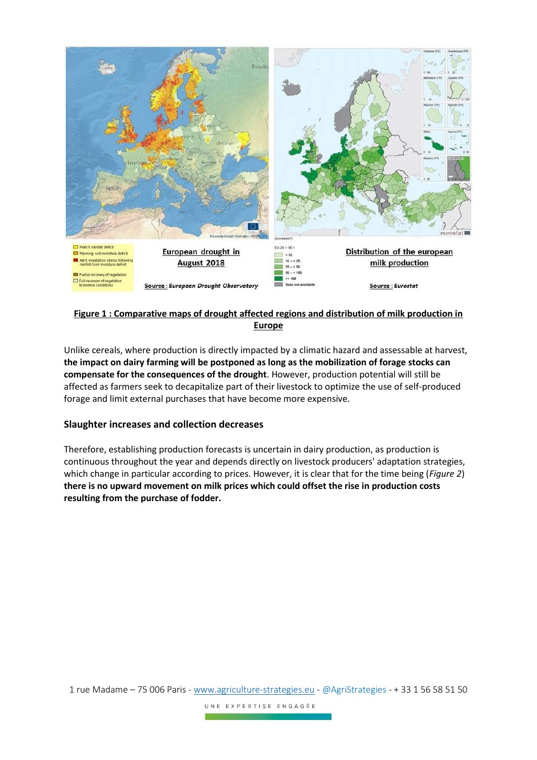**European drought in August 2018**

Source : *European Drought Observatory*

**Distribution of the european milk production**

Source : *Eurostat*

**Figure 1 : Comparative maps of drought affected regions and distribution of milk production in Europe**

Unlike cereals, where production is directly impacted by a climatic hazard and assessable at harvest, **the impact on dairy farming will be postponed as long as the mobilization of forage stocks can compensate for the consequences of the drought**. However, production potential will still be affected as farmers seek to decapitalize part of their livestock to optimize the use of self-produced forage and limit external purchases that have become more expensive.

## Slaughter increases and collection decreases

Therefore, establishing production forecasts is uncertain in dairy production, as production is continuous throughout the year and depends directly on livestock producers' adaptation strategies, which change in particular according to prices. However, it is clear that for the time being (*Figure 2*) **there is no upward movement on milk prices which could offset the rise in production costs resulting from the purchase of fodder.**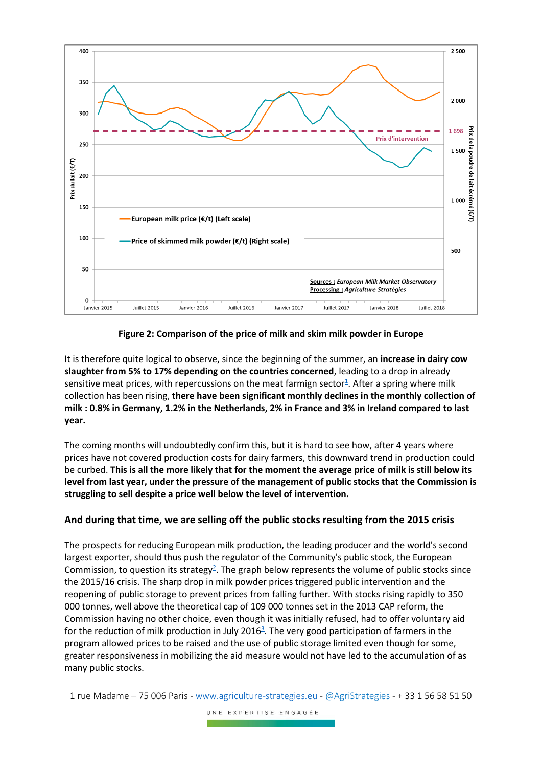**Figure 2: Comparison of the price of milk and skim milk powder in Europe**

It is therefore quite logical to observe, since the beginning of the summer, an **increase in dairy cow slaughter from 5% to 17% depending on the countries concerned**, leading to a drop in already sensitive meat prices, with repercussions on the meat farmign sector[1]. After a spring where milk collection has been rising, **there have been significant monthly declines in the monthly collection of milk : 0.8% in Germany, 1.2% in the Netherlands, 2% in France and 3% in Ireland compared to last year.**

The coming months will undoubtedly confirm this, but it is hard to see how, after 4 years where prices have not covered production costs for dairy farmers, this downward trend in production could be curbed. **This is all the more likely that for the moment the average price of milk is still below its level from last year, under the pressure of the management of public stocks that the Commission is struggling to sell despite a price well below the level of intervention.**

### And during that time, we are selling off the public stocks resulting from the 2015 crisis

The prospects for reducing European milk production, the leading producer and the world's second largest exporter, should thus push the regulator of the Community's public stock, the European Commission, to question its strategy[2]. The graph below represents the volume of public stocks since the 2015/16 crisis. The sharp drop in milk powder prices triggered public intervention and the reopening of public storage to prevent prices from falling further. With stocks rising rapidly to 350 000 tonnes, well above the theoretical cap of 109 000 tonnes set in the 2013 CAP reform, the Commission having no other choice, even though it was initially refused, had to offer voluntary aid for the reduction of milk production in July 2016[3]. The very good participation of farmers in the program allowed prices to be raised and the use of public storage limited even though for some, greater responsiveness in mobilizing the aid measure would not have led to the accumulation of as many public stocks.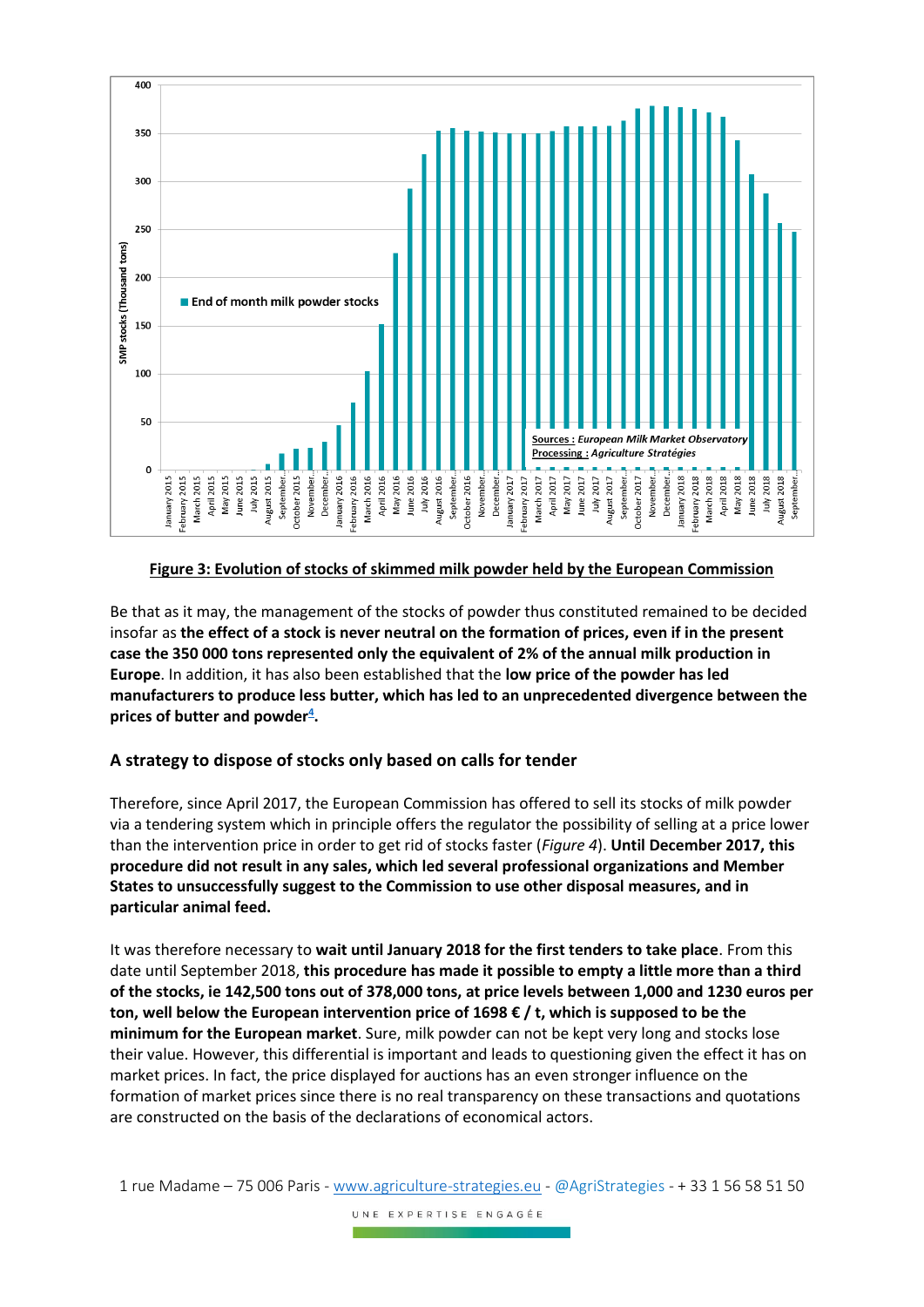**Figure 3: Evolution of stocks of skimmed milk powder held by the European Commission**

Be that as it may, the management of the stocks of powder thus constituted remained to be decided insofar as **the effect of a stock is never neutral on the formation of prices, even if in the present case the 350 000 tons represented only the equivalent of 2% of the annual milk production in Europe**. In addition, it has also been established that the **low price of the powder has led manufacturers to produce less butter, which has led to an unprecedented divergence between the prices of butter and powder[4].**

### A strategy to dispose of stocks only based on calls for tender

Therefore, since April 2017, the European Commission has offered to sell its stocks of milk powder via a tendering system which in principle offers the regulator the possibility of selling at a price lower than the intervention price in order to get rid of stocks faster (*Figure 4*). **Until December 2017, this procedure did not result in any sales, which led several professional organizations and Member States to unsuccessfully suggest to the Commission to use other disposal measures, and in particular animal feed.**

It was therefore necessary to **wait until January 2018 for the first tenders to take place**. From this date until September 2018, **this procedure has made it possible to empty a little more than a third of the stocks, ie 142,500 tons out of 378,000 tons, at price levels between 1,000 and 1230 euros per ton, well below the European intervention price of 1698 € / t, which is supposed to be the minimum for the European market**. Sure, milk powder can not be kept very long and stocks lose their value. However, this differential is important and leads to questioning given the effect it has on market prices. In fact, the price displayed for auctions has an even stronger influence on the formation of market prices since there is no real transparency on these transactions and quotations are constructed on the basis of the declarations of economical actors.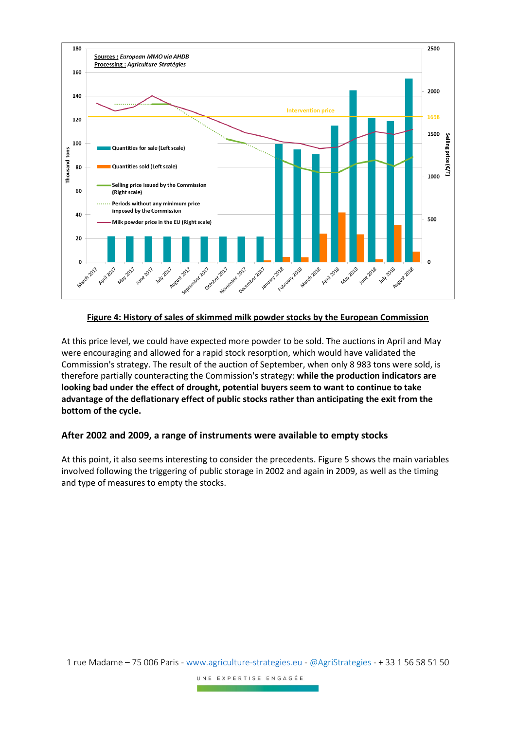**Figure 4: History of sales of skimmed milk powder stocks by the European Commission**

At this price level, we could have expected more powder to be sold. The auctions in April and May were encouraging and allowed for a rapid stock resorption, which would have validated the Commission's strategy. The result of the auction of September, when only 8 983 tons were sold, is therefore partially counteracting the Commission's strategy: **while the production indicators are looking bad under the effect of drought, potential buyers seem to want to continue to take advantage of the deflationary effect of public stocks rather than anticipating the exit from the bottom of the cycle.**

### After 2002 and 2009, a range of instruments were available to empty stocks

At this point, it also seems interesting to consider the precedents. Figure 5 shows the main variables involved following the triggering of public storage in 2002 and again in 2009, as well as the timing and type of measures to empty the stocks.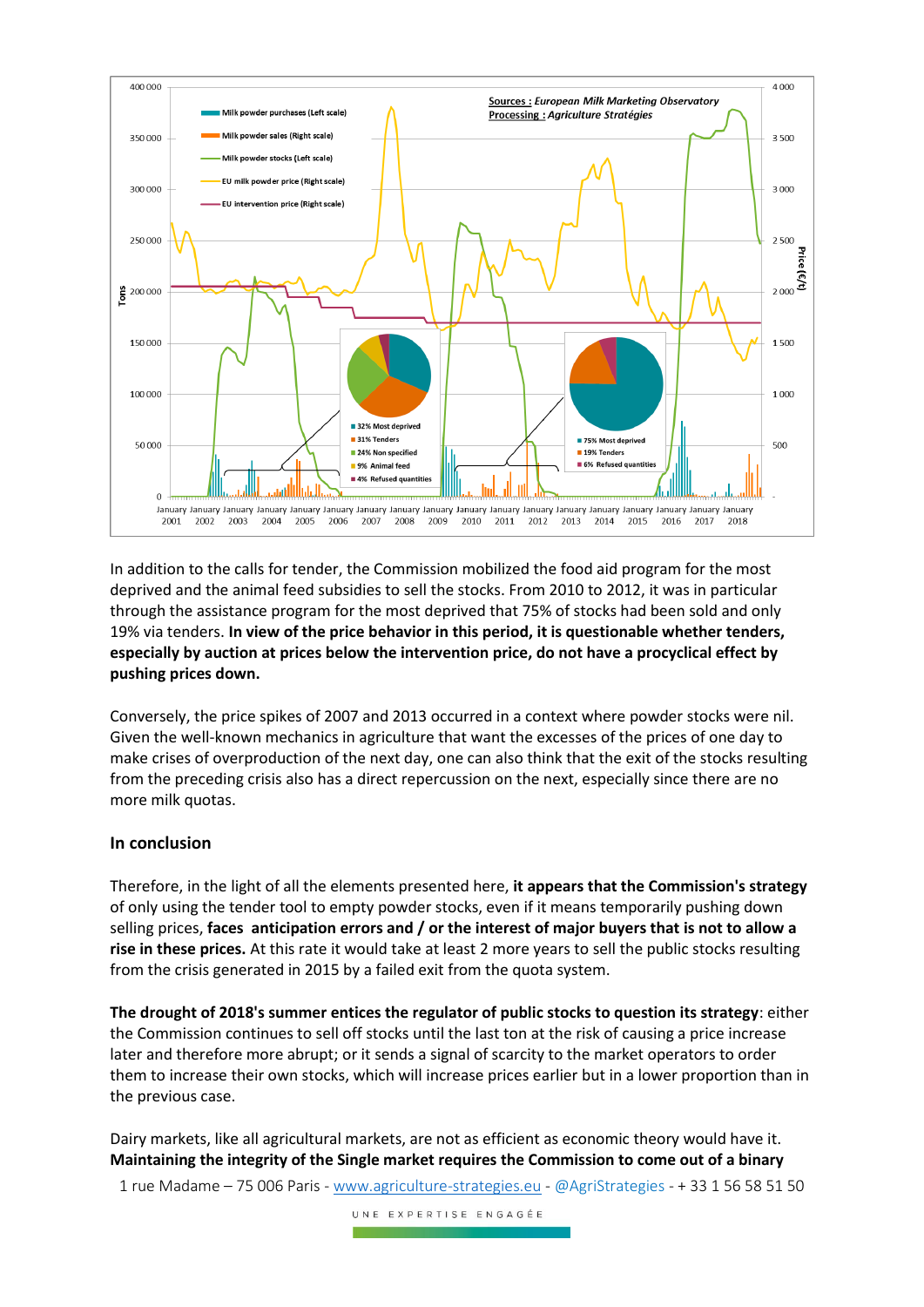In addition to the calls for tender, the Commission mobilized the food aid program for the most deprived and the animal feed subsidies to sell the stocks. From 2010 to 2012, it was in particular through the assistance program for the most deprived that 75% of stocks had been sold and only 19% via tenders. **In view of the price behavior in this period, it is questionable whether tenders, especially by auction at prices below the intervention price, do not have a procyclical effect by pushing prices down.**

Conversely, the price spikes of 2007 and 2013 occurred in a context where powder stocks were nil. Given the well-known mechanics in agriculture that want the excesses of the prices of one day to make crises of overproduction of the next day, one can also think that the exit of the stocks resulting from the preceding crisis also has a direct repercussion on the next, especially since there are no more milk quotas.

## In conclusion

Therefore, in the light of all the elements presented here, **it appears that the Commission's strategy** of only using the tender tool to empty powder stocks, even if it means temporarily pushing down selling prices, **faces anticipation errors and / or the interest of major buyers that is not to allow a rise in these prices.** At this rate it would take at least 2 more years to sell the public stocks resulting from the crisis generated in 2015 by a failed exit from the quota system.

**The drought of 2018's summer entices the regulator of public stocks to question its strategy**: either the Commission continues to sell off stocks until the last ton at the risk of causing a price increase later and therefore more abrupt; or it sends a signal of scarcity to the market operators to order them to increase their own stocks, which will increase prices earlier but in a lower proportion than in the previous case.

Dairy markets, like all agricultural markets, are not as efficient as economic theory would have it. **Maintaining the integrity of the Single market requires the Commission to come out of a binary**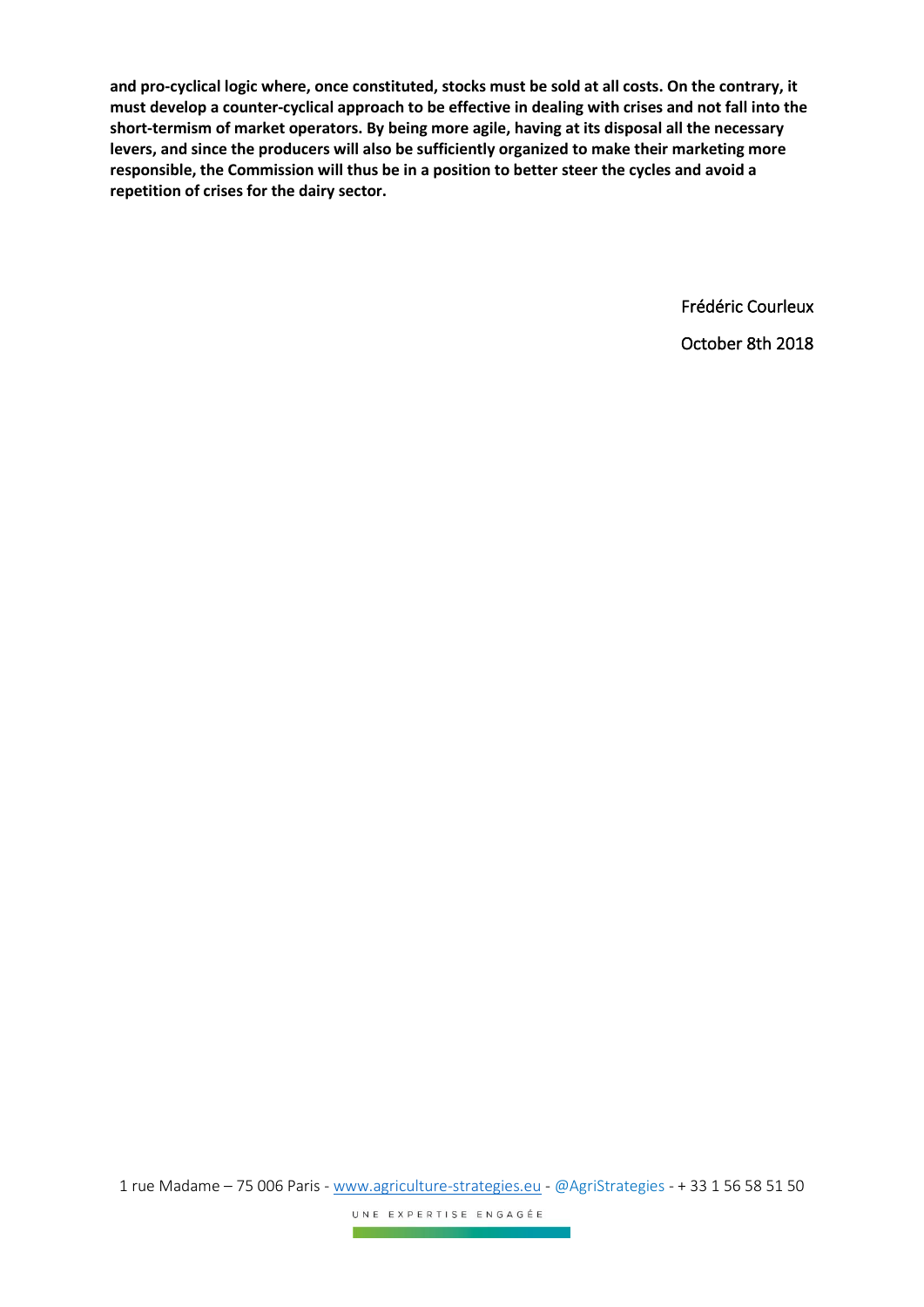**and pro-cyclical logic where, once constituted, stocks must be sold at all costs. On the contrary, it must develop a counter-cyclical approach to be effective in dealing with crises and not fall into the short-termism of market operators. By being more agile, having at its disposal all the necessary levers, and since the producers will also be sufficiently organized to make their marketing more responsible, the Commission will thus be in a position to better steer the cycles and avoid a repetition of crises for the dairy sector.**

Frédéric Courleux

October 8th 2018